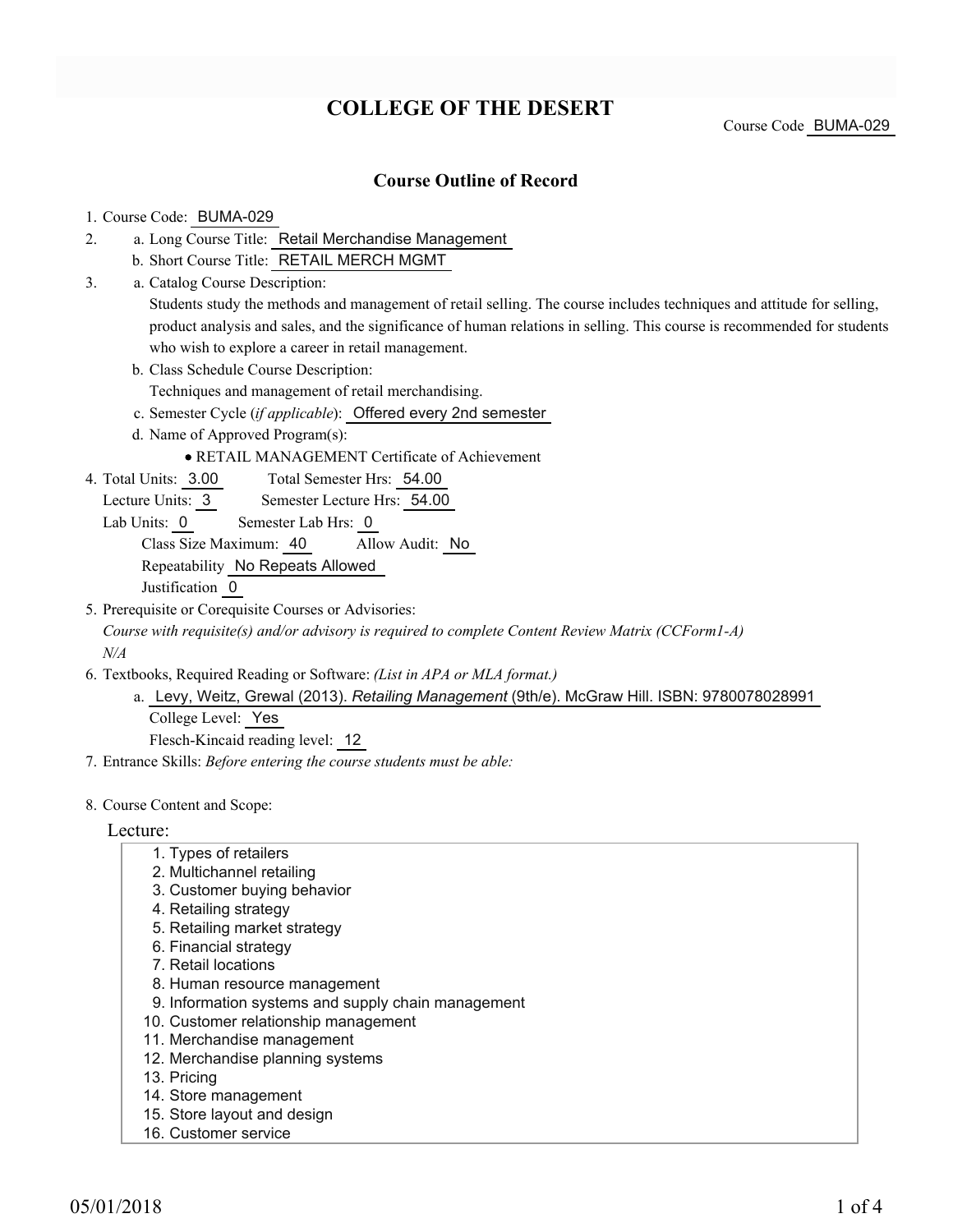# COLLEGE OF THE DESERT

Course Code BUMA-029

## Course Outline of Record

1. Course Code: BUMA-029
2. a. Long Course Title: Retail Merchandise Management
   b. Short Course Title: RETAIL MERCH MGMT
3. a. Catalog Course Description:
   Students study the methods and management of retail selling. The course includes techniques and attitude for selling, product analysis and sales, and the significance of human relations in selling. This course is recommended for students who wish to explore a career in retail management.
   b. Class Schedule Course Description:
   Techniques and management of retail merchandising.
   c. Semester Cycle (*if applicable*): Offered every 2nd semester
   d. Name of Approved Program(s):
   - RETAIL MANAGEMENT Certificate of Achievement
4. Total Units: 3.00 Total Semester Hrs: 54.00
   Lecture Units: 3 Semester Lecture Hrs: 54.00
   Lab Units: 0 Semester Lab Hrs: 0
   Class Size Maximum: 40 Allow Audit: No
   Repeatability No Repeats Allowed
   Justification 0
5. Prerequisite or Corequisite Courses or Advisories:
   *Course with requisite(s) and/or advisory is required to complete Content Review Matrix (CCForm1-A)*
   *N/A*
6. Textbooks, Required Reading or Software: *(List in APA or MLA format.)*
   a. Levy, Weitz, Grewal (2013). *Retailing Management* (9th/e). McGraw Hill. ISBN: 9780078028991
   College Level: Yes
   Flesch-Kincaid reading level: 12
7. Entrance Skills: *Before entering the course students must be able:*
8. Course Content and Scope:

Lecture:

1. Types of retailers
2. Multichannel retailing
3. Customer buying behavior
4. Retailing strategy
5. Retailing market strategy
6. Financial strategy
7. Retail locations
8. Human resource management
9. Information systems and supply chain management
10. Customer relationship management
11. Merchandise management
12. Merchandise planning systems
13. Pricing
14. Store management
15. Store layout and design
16. Customer service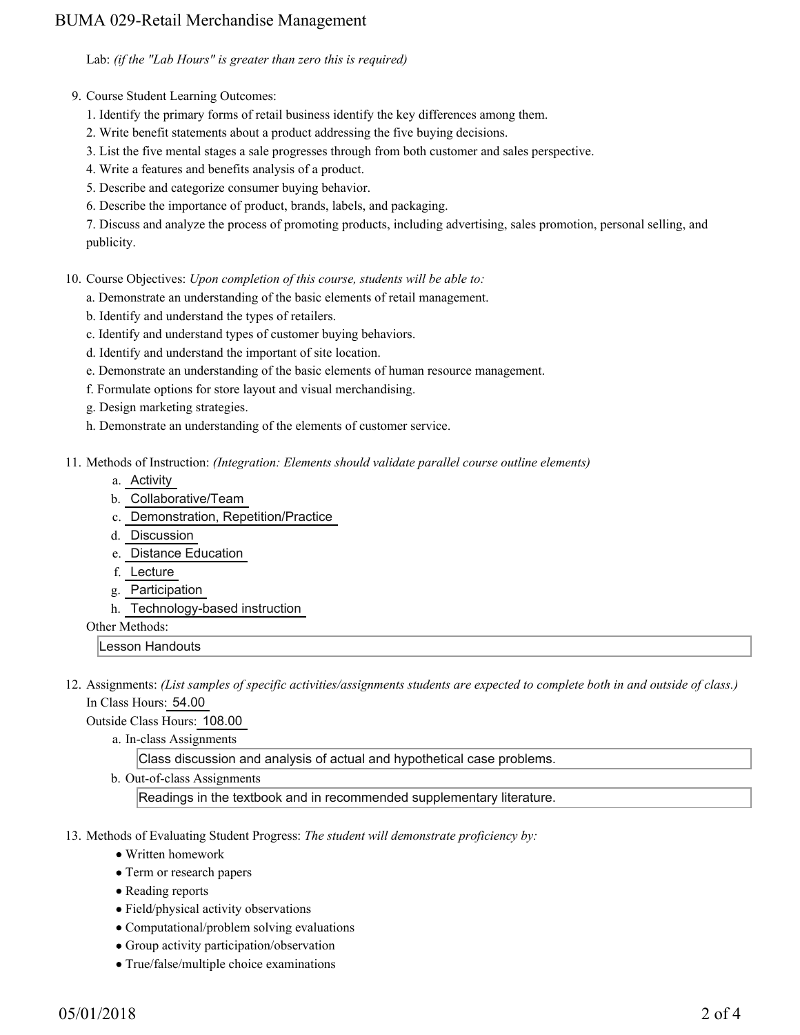Lab: *(if the "Lab Hours" is greater than zero this is required)*

9. Course Student Learning Outcomes:

   1. Identify the primary forms of retail business identify the key differences among them.
   2. Write benefit statements about a product addressing the five buying decisions.
   3. List the five mental stages a sale progresses through from both customer and sales perspective.
   4. Write a features and benefits analysis of a product.
   5. Describe and categorize consumer buying behavior.
   6. Describe the importance of product, brands, labels, and packaging.
   7. Discuss and analyze the process of promoting products, including advertising, sales promotion, personal selling, and publicity.

10. Course Objectives: *Upon completion of this course, students will be able to:*

    a. Demonstrate an understanding of the basic elements of retail management.
    b. Identify and understand the types of retailers.
    c. Identify and understand types of customer buying behaviors.
    d. Identify and understand the important of site location.
    e. Demonstrate an understanding of the basic elements of human resource management.
    f. Formulate options for store layout and visual merchandising.
    g. Design marketing strategies.
    h. Demonstrate an understanding of the elements of customer service.

11. Methods of Instruction: *(Integration: Elements should validate parallel course outline elements)*

    a. Activity
    b. Collaborative/Team
    c. Demonstration, Repetition/Practice
    d. Discussion
    e. Distance Education
    f. Lecture
    g. Participation
    h. Technology-based instruction

    Other Methods:

    Lesson Handouts

12. Assignments: *(List samples of specific activities/assignments students are expected to complete both in and outside of class.)*

    In Class Hours: 54.00

    Outside Class Hours: 108.00

    a. In-class Assignments

       Class discussion and analysis of actual and hypothetical case problems.

    b. Out-of-class Assignments

       Readings in the textbook and in recommended supplementary literature.

13. Methods of Evaluating Student Progress: *The student will demonstrate proficiency by:*

    - Written homework
    - Term or research papers
    - Reading reports
    - Field/physical activity observations
    - Computational/problem solving evaluations
    - Group activity participation/observation
    - True/false/multiple choice examinations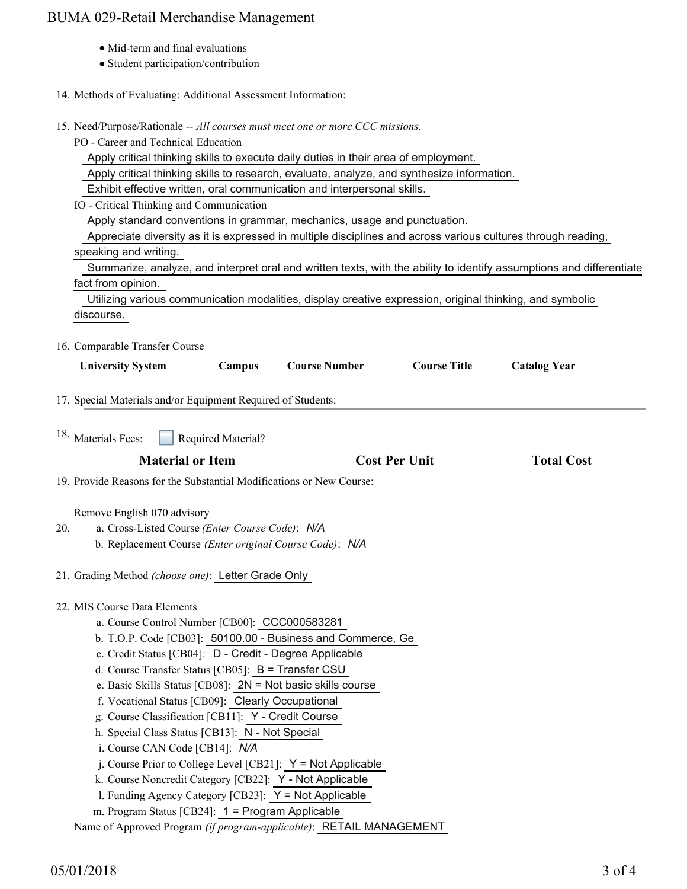- Mid-term and final evaluations
- Student participation/contribution

14. Methods of Evaluating: Additional Assessment Information:

15. Need/Purpose/Rationale -- *All courses must meet one or more CCC missions.*

    PO - Career and Technical Education

    Apply critical thinking skills to execute daily duties in their area of employment.

    Apply critical thinking skills to research, evaluate, analyze, and synthesize information.

    Exhibit effective written, oral communication and interpersonal skills.

    IO - Critical Thinking and Communication

    Apply standard conventions in grammar, mechanics, usage and punctuation.

    Appreciate diversity as it is expressed in multiple disciplines and across various cultures through reading, speaking and writing.

    Summarize, analyze, and interpret oral and written texts, with the ability to identify assumptions and differentiate fact from opinion.

    Utilizing various communication modalities, display creative expression, original thinking, and symbolic discourse.

16. Comparable Transfer Course

| University System | Campus | Course Number | Course Title | Catalog Year |
|---|---|---|---|---|

17. Special Materials and/or Equipment Required of Students:

18. Materials Fees: ☐ Required Material?

| Material or Item | Cost Per Unit | Total Cost |
|---|---|---|

19. Provide Reasons for the Substantial Modifications or New Course:

    Remove English 070 advisory

20. a. Cross-Listed Course *(Enter Course Code)*: *N/A*
    b. Replacement Course *(Enter original Course Code)*: *N/A*

21. Grading Method *(choose one)*: Letter Grade Only

22. MIS Course Data Elements
    a. Course Control Number [CB00]: CCC000583281
    b. T.O.P. Code [CB03]: 50100.00 - Business and Commerce, Ge
    c. Credit Status [CB04]: D - Credit - Degree Applicable
    d. Course Transfer Status [CB05]: B = Transfer CSU
    e. Basic Skills Status [CB08]: 2N = Not basic skills course
    f. Vocational Status [CB09]: Clearly Occupational
    g. Course Classification [CB11]: Y - Credit Course
    h. Special Class Status [CB13]: N - Not Special
    i. Course CAN Code [CB14]: *N/A*
    j. Course Prior to College Level [CB21]: Y = Not Applicable
    k. Course Noncredit Category [CB22]: Y - Not Applicable
    l. Funding Agency Category [CB23]: Y = Not Applicable
    m. Program Status [CB24]: 1 = Program Applicable

    Name of Approved Program *(if program-applicable)*: RETAIL MANAGEMENT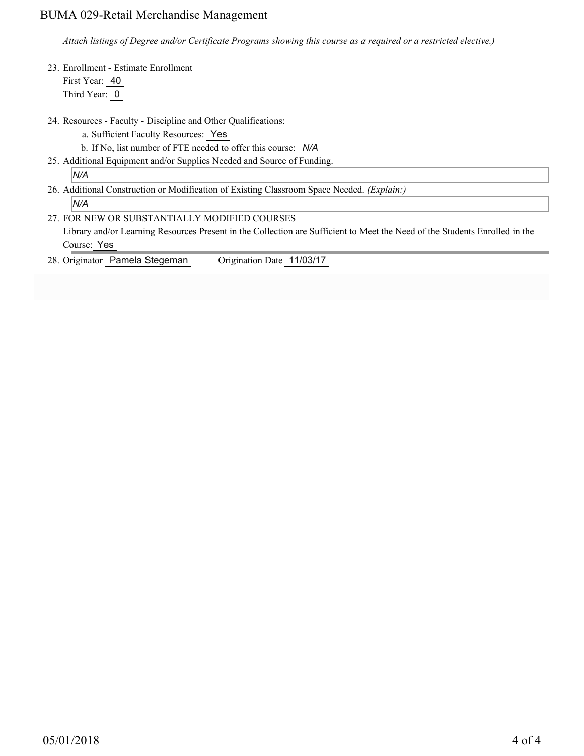*Attach listings of Degree and/or Certificate Programs showing this course as a required or a restricted elective.)*

23. Enrollment - Estimate Enrollment
    First Year: 40
    Third Year: 0

24. Resources - Faculty - Discipline and Other Qualifications:
    a. Sufficient Faculty Resources: Yes
    b. If No, list number of FTE needed to offer this course: *N/A*

25. Additional Equipment and/or Supplies Needed and Source of Funding.
    *N/A*

26. Additional Construction or Modification of Existing Classroom Space Needed. *(Explain:)*
    *N/A*

27. FOR NEW OR SUBSTANTIALLY MODIFIED COURSES
    Library and/or Learning Resources Present in the Collection are Sufficient to Meet the Need of the Students Enrolled in the Course: Yes

28. Originator Pamela Stegeman Origination Date 11/03/17